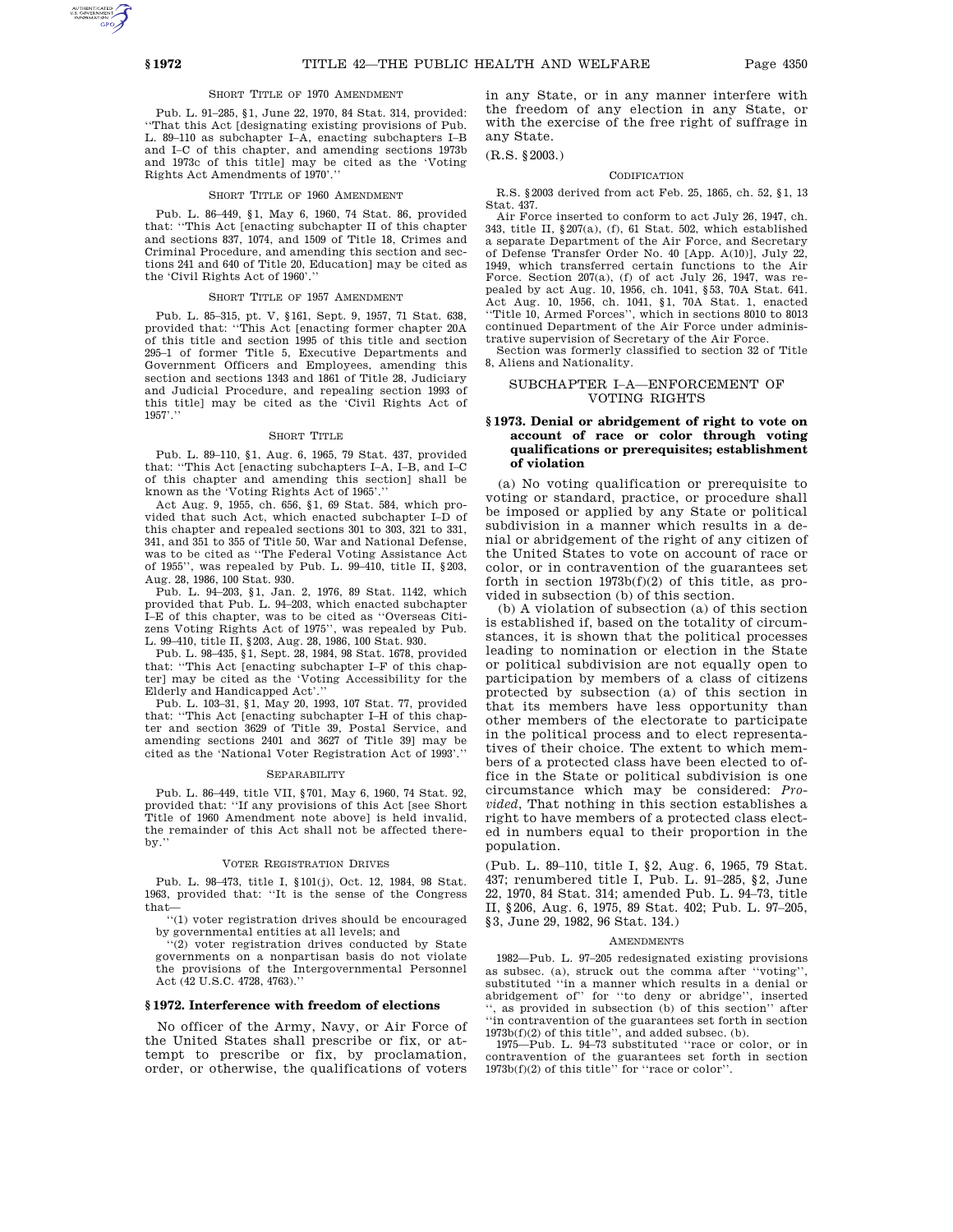SHORT TITLE OF 1970 AMENDMENT

Pub. L. 91–285, §1, June 22, 1970, 84 Stat. 314, provided: ''That this Act [designating existing provisions of Pub. L. 89–110 as subchapter I–A, enacting subchapters I–B and I–C of this chapter, and amending sections 1973b and 1973c of this title] may be cited as the 'Voting Rights Act Amendments of 1970'.''

SHORT TITLE OF 1960 AMENDMENT

Pub. L. 86–449, §1, May 6, 1960, 74 Stat. 86, provided that: ''This Act [enacting subchapter II of this chapter and sections 837, 1074, and 1509 of Title 18, Crimes and Criminal Procedure, and amending this section and sections 241 and 640 of Title 20, Education] may be cited as the 'Civil Rights Act of 1960'.''

SHORT TITLE OF 1957 AMENDMENT

Pub. L. 85–315, pt. V, §161, Sept. 9, 1957, 71 Stat. 638, provided that: ''This Act [enacting former chapter 20A of this title and section 1995 of this title and section 295–1 of former Title 5, Executive Departments and Government Officers and Employees, amending this section and sections 1343 and 1861 of Title 28, Judiciary and Judicial Procedure, and repealing section 1993 of this title] may be cited as the 'Civil Rights Act of 1957'.''

SHORT TITLE

Pub. L. 89–110, §1, Aug. 6, 1965, 79 Stat. 437, provided that: ''This Act [enacting subchapters I–A, I–B, and I–C of this chapter and amending this section] shall be known as the 'Voting Rights Act of 1965'.''

Act Aug. 9, 1955, ch. 656, §1, 69 Stat. 584, which provided that such Act, which enacted subchapter I–D of this chapter and repealed sections 301 to 303, 321 to 331, 341, and 351 to 355 of Title 50, War and National Defense, was to be cited as ''The Federal Voting Assistance Act of 1955'', was repealed by Pub. L. 99–410, title II, §203, Aug. 28, 1986, 100 Stat. 930.

Pub. L. 94–203, §1, Jan. 2, 1976, 89 Stat. 1142, which provided that Pub. L. 94–203, which enacted subchapter I–E of this chapter, was to be cited as ''Overseas Citizens Voting Rights Act of 1975'', was repealed by Pub. L. 99–410, title II, §203, Aug. 28, 1986, 100 Stat. 930.

Pub. L. 98–435, §1, Sept. 28, 1984, 98 Stat. 1678, provided that: ''This Act [enacting subchapter I–F of this chapter] may be cited as the 'Voting Accessibility for the Elderly and Handicapped Act'.''

Pub. L. 103–31, §1, May 20, 1993, 107 Stat. 77, provided that: ''This Act [enacting subchapter I–H of this chapter and section 3629 of Title 39, Postal Service, and amending sections 2401 and 3627 of Title 39] may be cited as the 'National Voter Registration Act of 1993'.''

SEPARABILITY

Pub. L. 86–449, title VII, §701, May 6, 1960, 74 Stat. 92, provided that: ''If any provisions of this Act [see Short Title of 1960 Amendment note above] is held invalid, the remainder of this Act shall not be affected thereby.''

VOTER REGISTRATION DRIVES

Pub. L. 98–473, title I, §101(j), Oct. 12, 1984, 98 Stat. 1963, provided that: ''It is the sense of the Congress that—

''(1) voter registration drives should be encouraged by governmental entities at all levels; and

''(2) voter registration drives conducted by State governments on a nonpartisan basis do not violate the provisions of the Intergovernmental Personnel Act (42 U.S.C. 4728, 4763).''

### §1972. Interference with freedom of elections

No officer of the Army, Navy, or Air Force of the United States shall prescribe or fix, or attempt to prescribe or fix, by proclamation, order, or otherwise, the qualifications of voters in any State, or in any manner interfere with the freedom of any election in any State, or with the exercise of the free right of suffrage in any State.

(R.S. §2003.)

CODIFICATION

R.S. §2003 derived from act Feb. 25, 1865, ch. 52, §1, 13 Stat. 437.

Air Force inserted to conform to act July 26, 1947, ch. 343, title II, §207(a), (f), 61 Stat. 502, which established a separate Department of the Air Force, and Secretary of Defense Transfer Order No. 40 [App. A(10)], July 22, 1949, which transferred certain functions to the Air Force. Section 207(a), (f) of act July 26, 1947, was repealed by act Aug. 10, 1956, ch. 1041, §53, 70A Stat. 641. Act Aug. 10, 1956, ch. 1041, §1, 70A Stat. 1, enacted ''Title 10, Armed Forces'', which in sections 8010 to 8013 continued Department of the Air Force under administrative supervision of Secretary of the Air Force.

Section was formerly classified to section 32 of Title 8, Aliens and Nationality.

## SUBCHAPTER I–A—ENFORCEMENT OF VOTING RIGHTS

### §1973. Denial or abridgement of right to vote on account of race or color through voting qualifications or prerequisites; establishment of violation

(a) No voting qualification or prerequisite to voting or standard, practice, or procedure shall be imposed or applied by any State or political subdivision in a manner which results in a denial or abridgement of the right of any citizen of the United States to vote on account of race or color, or in contravention of the guarantees set forth in section 1973b(f)(2) of this title, as provided in subsection (b) of this section.

(b) A violation of subsection (a) of this section is established if, based on the totality of circumstances, it is shown that the political processes leading to nomination or election in the State or political subdivision are not equally open to participation by members of a class of citizens protected by subsection (a) of this section in that its members have less opportunity than other members of the electorate to participate in the political process and to elect representatives of their choice. The extent to which members of a protected class have been elected to office in the State or political subdivision is one circumstance which may be considered: *Provided*, That nothing in this section establishes a right to have members of a protected class elected in numbers equal to their proportion in the population.

(Pub. L. 89–110, title I, §2, Aug. 6, 1965, 79 Stat. 437; renumbered title I, Pub. L. 91–285, §2, June 22, 1970, 84 Stat. 314; amended Pub. L. 94–73, title II, §206, Aug. 6, 1975, 89 Stat. 402; Pub. L. 97–205, §3, June 29, 1982, 96 Stat. 134.)

AMENDMENTS

1982—Pub. L. 97–205 redesignated existing provisions as subsec. (a), struck out the comma after ''voting'', substituted ''in a manner which results in a denial or abridgement of'' for ''to deny or abridge'', inserted '', as provided in subsection (b) of this section'' after ''in contravention of the guarantees set forth in section 1973b(f)(2) of this title'', and added subsec. (b).

1975—Pub. L. 94–73 substituted ''race or color, or in contravention of the guarantees set forth in section 1973b(f)(2) of this title'' for ''race or color''.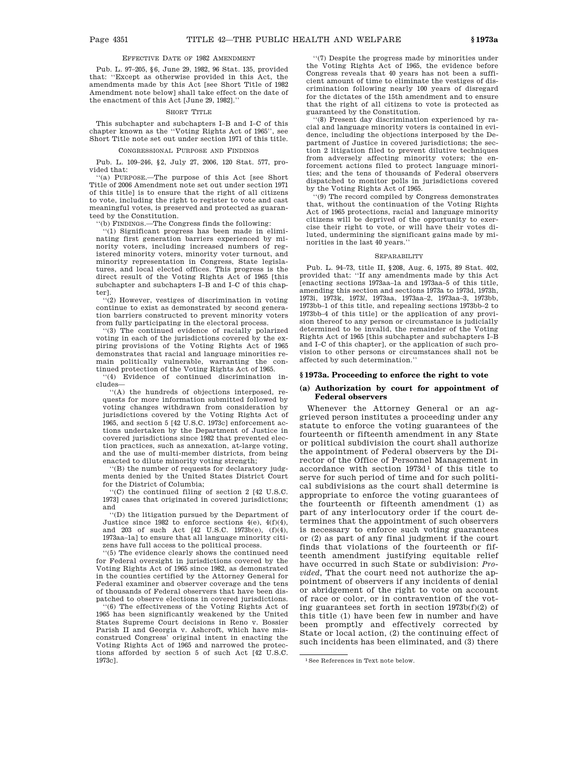EFFECTIVE DATE OF 1982 AMENDMENT

Pub. L. 97–205, §6, June 29, 1982, 96 Stat. 135, provided that: "Except as otherwise provided in this Act, the amendments made by this Act [see Short Title of 1982 Amendment note below] shall take effect on the date of the enactment of this Act [June 29, 1982]."

SHORT TITLE

This subchapter and subchapters I–B and I–C of this chapter known as the "Voting Rights Act of 1965", see Short Title note set out under section 1971 of this title.

CONGRESSIONAL PURPOSE AND FINDINGS

Pub. L. 109–246, §2, July 27, 2006, 120 Stat. 577, provided that:

"(a) PURPOSE.—The purpose of this Act [see Short Title of 2006 Amendment note set out under section 1971 of this title] is to ensure that the right of all citizens to vote, including the right to register to vote and cast meaningful votes, is preserved and protected as guaranteed by the Constitution.

"(b) FINDINGS.—The Congress finds the following:

"(1) Significant progress has been made in eliminating first generation barriers experienced by minority voters, including increased numbers of registered minority voters, minority voter turnout, and minority representation in Congress, State legislatures, and local elected offices. This progress is the direct result of the Voting Rights Act of 1965 [this subchapter and subchapters I–B and I–C of this chapter].

"(2) However, vestiges of discrimination in voting continue to exist as demonstrated by second generation barriers constructed to prevent minority voters from fully participating in the electoral process.

"(3) The continued evidence of racially polarized voting in each of the jurisdictions covered by the expiring provisions of the Voting Rights Act of 1965 demonstrates that racial and language minorities remain politically vulnerable, warranting the continued protection of the Voting Rights Act of 1965.

"(4) Evidence of continued discrimination includes—

"(A) the hundreds of objections interposed, requests for more information submitted followed by voting changes withdrawn from consideration by jurisdictions covered by the Voting Rights Act of 1965, and section 5 [42 U.S.C. 1973c] enforcement actions undertaken by the Department of Justice in covered jurisdictions since 1982 that prevented election practices, such as annexation, at-large voting, and the use of multi-member districts, from being enacted to dilute minority voting strength;

"(B) the number of requests for declaratory judgments denied by the United States District Court for the District of Columbia;

"(C) the continued filing of section 2 [42 U.S.C. 1973] cases that originated in covered jurisdictions; and

"(D) the litigation pursued by the Department of Justice since 1982 to enforce sections 4(e), 4(f)(4), and 203 of such Act [42 U.S.C. 1973b(e), (f)(4), 1973aa–1a] to ensure that all language minority citizens have full access to the political process.

"(5) The evidence clearly shows the continued need for Federal oversight in jurisdictions covered by the Voting Rights Act of 1965 since 1982, as demonstrated in the counties certified by the Attorney General for Federal examiner and observer coverage and the tens of thousands of Federal observers that have been dispatched to observe elections in covered jurisdictions.

"(6) The effectiveness of the Voting Rights Act of 1965 has been significantly weakened by the United States Supreme Court decisions in Reno v. Bossier Parish II and Georgia v. Ashcroft, which have misconstrued Congress' original intent in enacting the Voting Rights Act of 1965 and narrowed the protections afforded by section 5 of such Act [42 U.S.C. 1973c].

"(7) Despite the progress made by minorities under the Voting Rights Act of 1965, the evidence before Congress reveals that 40 years has not been a sufficient amount of time to eliminate the vestiges of discrimination following nearly 100 years of disregard for the dictates of the 15th amendment and to ensure that the right of all citizens to vote is protected as guaranteed by the Constitution.

"(8) Present day discrimination experienced by racial and language minority voters is contained in evidence, including the objections interposed by the Department of Justice in covered jurisdictions; the section 2 litigation filed to prevent dilutive techniques from adversely affecting minority voters; the enforcement actions filed to protect language minorities; and the tens of thousands of Federal observers dispatched to monitor polls in jurisdictions covered by the Voting Rights Act of 1965.

"(9) The record compiled by Congress demonstrates that, without the continuation of the Voting Rights Act of 1965 protections, racial and language minority citizens will be deprived of the opportunity to exercise their right to vote, or will have their votes diluted, undermining the significant gains made by minorities in the last 40 years."

SEPARABILITY

Pub. L. 94–73, title II, §208, Aug. 6, 1975, 89 Stat. 402, provided that: "If any amendments made by this Act [enacting sections 1973aa–1a and 1973aa–5 of this title, amending this section and sections 1973a to 1973d, 1973h, 1973i, 1973k, 1973*l*, 1973aa, 1973aa–2, 1973aa–3, 1973bb, 1973bb–1 of this title, and repealing sections 1973bb–2 to 1973bb–4 of this title] or the application of any provision thereof to any person or circumstance is judicially determined to be invalid, the remainder of the Voting Rights Act of 1965 [this subchapter and subchapters I–B and I–C of this chapter], or the application of such provision to other persons or circumstances shall not be affected by such determination."

## §1973a. Proceeding to enforce the right to vote

### (a) Authorization by court for appointment of Federal observers

Whenever the Attorney General or an aggrieved person institutes a proceeding under any statute to enforce the voting guarantees of the fourteenth or fifteenth amendment in any State or political subdivision the court shall authorize the appointment of Federal observers by the Director of the Office of Personnel Management in accordance with section 1973d[1] of this title to serve for such period of time and for such political subdivisions as the court shall determine is appropriate to enforce the voting guarantees of the fourteenth or fifteenth amendment (1) as part of any interlocutory order if the court determines that the appointment of such observers is necessary to enforce such voting guarantees or (2) as part of any final judgment if the court finds that violations of the fourteenth or fifteenth amendment justifying equitable relief have occurred in such State or subdivision: *Provided*, That the court need not authorize the appointment of observers if any incidents of denial or abridgement of the right to vote on account of race or color, or in contravention of the voting guarantees set forth in section 1973b(f)(2) of this title (1) have been few in number and have been promptly and effectively corrected by State or local action, (2) the continuing effect of such incidents has been eliminated, and (3) there

[1] See References in Text note below.